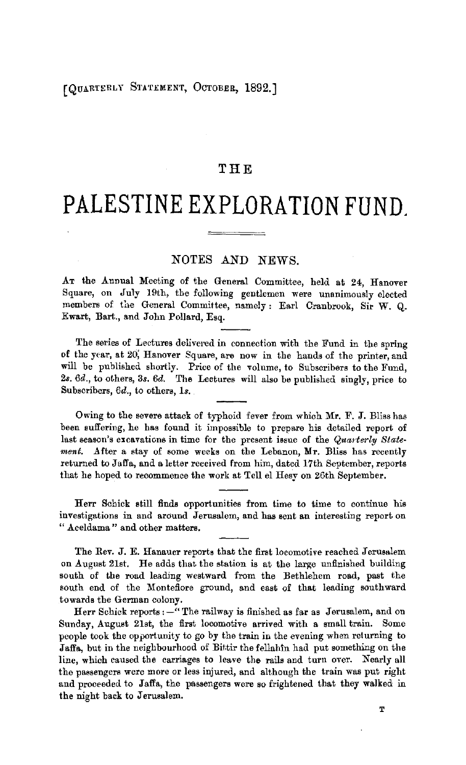[QUARTERLY STATEMENT, OCTOBER, 1892.]

# THE

# PALESTINE EXPLORATION FUND.

## NOTES AND NEWS.

AT the Annual Meeting of the General Committee, held at 24, Hanover Square, on July 19th, the following gentlemen were unanimously elected members of the General Committee, namely: Earl Cranbrook, Sir W. Q. Ewart, Bart., and John Pollard, Esq.

The series of Lectures delivered in connection with the Fund in the spring of the year, at 20, Hanover Square, are now in the hands of the printer, and will be published shortly. Price of the volume, to Subscribers to the Fund, 2*s*. 6*d*., to others, 3*s*. 6*d*. The Lectures will also be published singly, price to Subscribers, 6*d*., to others, 1*s*.

Owing to the severe attack of typhoid fever from which Mr. F. J. Bliss has been suffering, he has found it impossible to prepare his detailed report of last season's excavations in time for the present issue of the *Quarterly Statement*. After a stay of some weeks on the Lebanon, Mr. Bliss has recently returned to Jaffa, and a letter received from him, dated 17th September, reports that he hoped to recommence the work at Tell el Hesy on 26th September.

Herr Schick still finds opportunities from time to time to continue his investigations in and around Jerusalem, and has sent an interesting report on "Aceldama" and other matters.

The Rev. J. E. Hanauer reports that the first locomotive reached Jerusalem on August 21st. He adds that the station is at the large unfinished building south of the road leading westward from the Bethlehem road, past the south end of the Montefiore ground, and east of that leading southward towards the German colony.

Herr Schick reports:—"The railway is finished as far as Jerusalem, and on Sunday, August 21st, the first locomotive arrived with a small train. Some people took the opportunity to go by the train in the evening when returning to Jaffa, but in the neighbourhood of Bittir the fellahîn had put something on the line, which caused the carriages to leave the rails and turn over. Nearly all the passengers were more or less injured, and although the train was put right and proceeded to Jaffa, the passengers were so frightened that they walked in the night back to Jerusalem.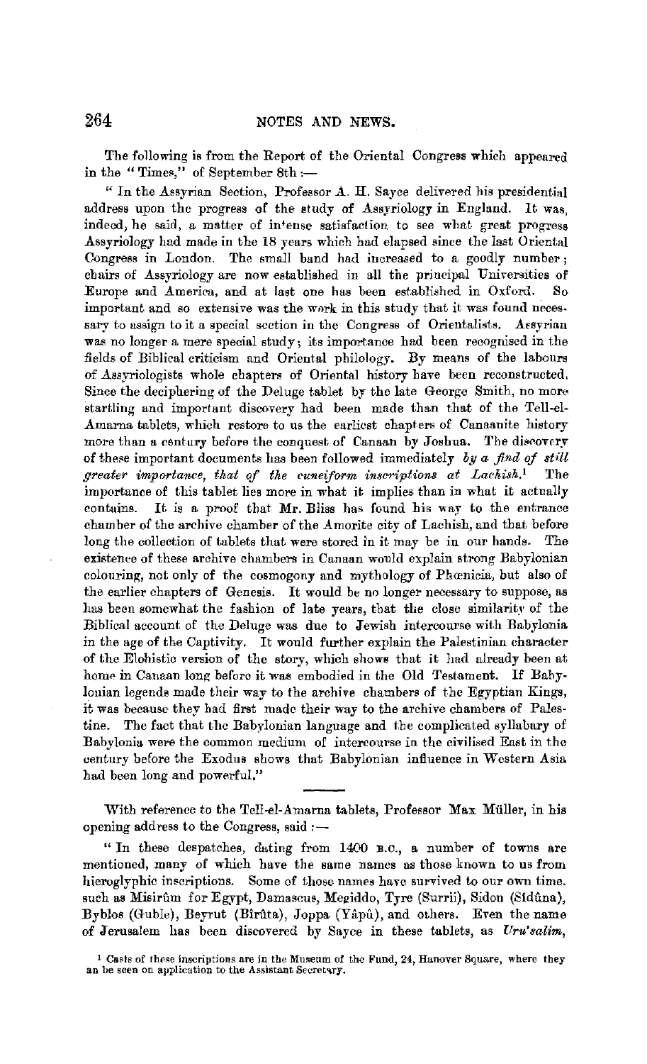The following is from the Report of the Oriental Congress which appeared in the "Times," of September 8th :—

"In the Assyrian Section, Professor A. H. Sayce delivered his presidential address upon the progress of the study of Assyriology in England. It was, indeed, he said, a matter of intense satisfaction to see what great progress Assyriology had made in the 18 years which had elapsed since the last Oriental Congress in London. The small band had increased to a goodly number; chairs of Assyriology are now established in all the principal Universities of Europe and America, and at last one has been established in Oxford. So important and so extensive was the work in this study that it was found necessary to assign to it a special section in the Congress of Orientalists. Assyrian was no longer a mere special study; its importance had been recognised in the fields of Biblical criticism and Oriental philology. By means of the labours of Assyriologists whole chapters of Oriental history have been reconstructed. Since the deciphering of the Deluge tablet by the late George Smith, no more startling and important discovery had been made than that of the Tell-el-Amarna tablets, which restore to us the earliest chapters of Canaanite history more than a century before the conquest of Canaan by Joshua. The discovery of these important documents has been followed immediately *by a find of still greater importance, that of the cuneiform inscriptions at Lachish.*[1] The importance of this tablet lies more in what it implies than in what it actually contains. It is a proof that Mr. Bliss has found his way to the entrance chamber of the archive chamber of the Amorite city of Lachish, and that before long the collection of tablets that were stored in it may be in our hands. The existence of these archive chambers in Canaan would explain strong Babylonian colouring, not only of the cosmogony and mythology of Phœnicia, but also of the earlier chapters of Genesis. It would be no longer necessary to suppose, as has been somewhat the fashion of late years, that the close similarity of the Biblical account of the Deluge was due to Jewish intercourse with Babylonia in the age of the Captivity. It would further explain the Palestinian character of the Elohistic version of the story, which shows that it had already been at home in Canaan long before it was embodied in the Old Testament. If Babylonian legends made their way to the archive chambers of the Egyptian Kings, it was because they had first made their way to the archive chambers of Palestine. The fact that the Babylonian language and the complicated syllabary of Babylonia were the common medium of intercourse in the civilised East in the century before the Exodus shows that Babylonian influence in Western Asia had been long and powerful."

---

With reference to the Tell-el-Amarna tablets, Professor Max Müller, in his opening address to the Congress, said :—

"In these despatches, dating from 1400 B.C., a number of towns are mentioned, many of which have the same names as those known to us from hieroglyphic inscriptions. Some of those names have survived to our own time, such as Misirûm for Egypt, Damascus, Megiddo, Tyre (Surrii), Sidon (Sidûna), Byblos (Guble), Beyrut (Bîrûta), Joppa (Yâpû), and others. Even the name of Jerusalem has been discovered by Sayce in these tablets, as *Uru'salim*,

[1] Casts of these inscriptions are in the Museum of the Fund, 24, Hanover Square, where they an be seen on application to the Assistant Secretary.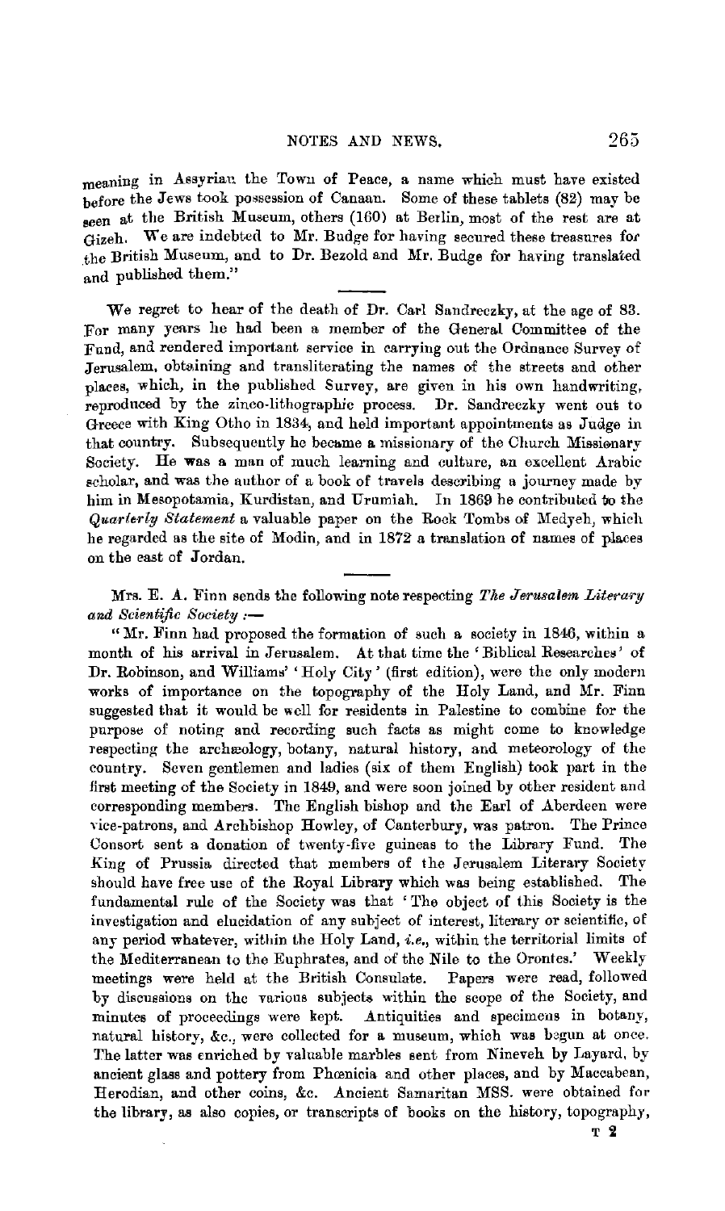meaning in Assyrian the Town of Peace, a name which must have existed before the Jews took possession of Canaan. Some of these tablets (82) may be seen at the British Museum, others (160) at Berlin, most of the rest are at Gizeh. We are indebted to Mr. Budge for having secured these treasures for the British Museum, and to Dr. Bezold and Mr. Budge for having translated and published them."

---

We regret to hear of the death of Dr. Carl Sandreczky, at the age of 83. For many years he had been a member of the General Committee of the Fund, and rendered important service in carrying out the Ordnance Survey of Jerusalem, obtaining and transliterating the names of the streets and other places, which, in the published Survey, are given in his own handwriting, reproduced by the zinco-lithographic process. Dr. Sandreczky went out to Greece with King Otho in 1834, and held important appointments as Judge in that country. Subsequently he became a missionary of the Church Missionary Society. He was a man of much learning and culture, an excellent Arabic scholar, and was the author of a book of travels describing a journey made by him in Mesopotamia, Kurdistan, and Urumiah. In 1869 he contributed to the *Quarterly Statement* a valuable paper on the Rock Tombs of Medyeh, which he regarded as the site of Modin, and in 1872 a translation of names of places on the east of Jordan.

---

Mrs. E. A. Finn sends the following note respecting *The Jerusalem Literary and Scientific Society*:—

"Mr. Finn had proposed the formation of such a society in 1846, within a month of his arrival in Jerusalem. At that time the 'Biblical Researches' of Dr. Robinson, and Williams' 'Holy City' (first edition), were the only modern works of importance on the topography of the Holy Land, and Mr. Finn suggested that it would be well for residents in Palestine to combine for the purpose of noting and recording such facts as might come to knowledge respecting the archæology, botany, natural history, and meteorology of the country. Seven gentlemen and ladies (six of them English) took part in the first meeting of the Society in 1849, and were soon joined by other resident and corresponding members. The English bishop and the Earl of Aberdeen were vice-patrons, and Archbishop Howley, of Canterbury, was patron. The Prince Consort sent a donation of twenty-five guineas to the Library Fund. The King of Prussia directed that members of the Jerusalem Literary Society should have free use of the Royal Library which was being established. The fundamental rule of the Society was that 'The object of this Society is the investigation and elucidation of any subject of interest, literary or scientific, of any period whatever, within the Holy Land, *i.e.*, within the territorial limits of the Mediterranean to the Euphrates, and of the Nile to the Orontes.' Weekly meetings were held at the British Consulate. Papers were read, followed by discussions on the various subjects within the scope of the Society, and minutes of proceedings were kept. Antiquities and specimens in botany, natural history, &c., were collected for a museum, which was begun at once. The latter was enriched by valuable marbles sent from Nineveh by Layard, by ancient glass and pottery from Phœnicia and other places, and by Maccabean, Herodian, and other coins, &c. Ancient Samaritan MSS. were obtained for the library, as also copies, or transcripts of books on the history, topography,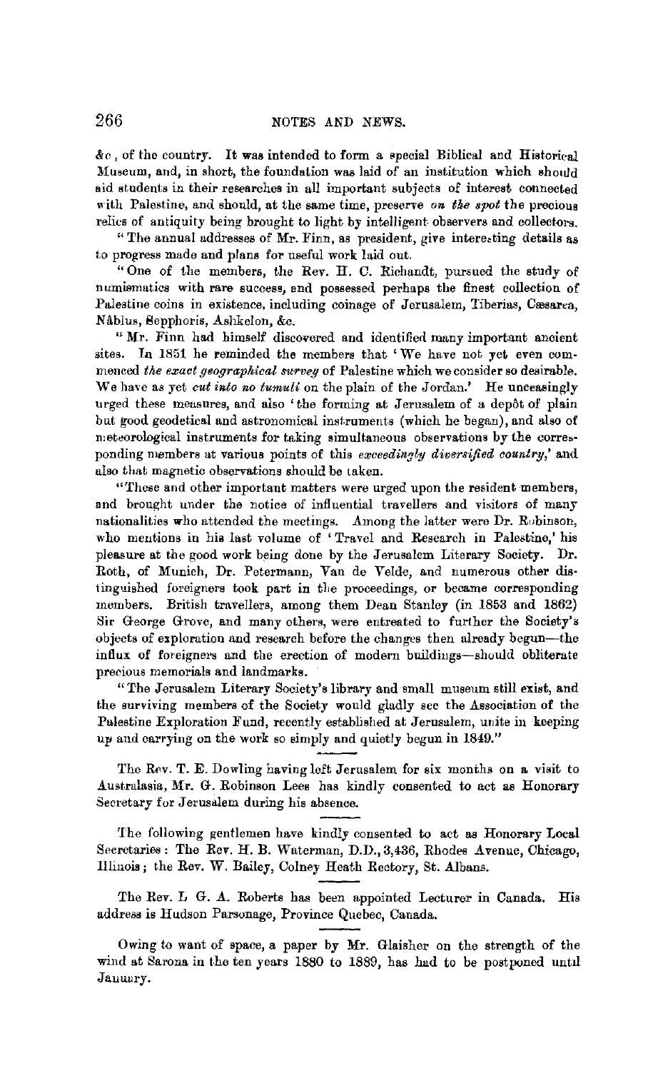&c., of the country. It was intended to form a special Biblical and Historical Museum, and, in short, the foundation was laid of an institution which should aid students in their researches in all important subjects of interest connected with Palestine, and should, at the same time, preserve *on the spot* the precious relics of antiquity being brought to light by intelligent observers and collectors.

"The annual addresses of Mr. Finn, as president, give interesting details as to progress made and plans for useful work laid out.

"One of the members, the Rev. H. C. Richandt, pursued the study of numismatics with rare success, and possessed perhaps the finest collection of Palestine coins in existence, including coinage of Jerusalem, Tiberias, Cæsarea, Nâblus, Sepphoris, Ashkelon, &c.

"Mr. Finn had himself discovered and identified many important ancient sites. In 1851 he reminded the members that 'We have not yet even commenced *the exact geographical survey* of Palestine which we consider so desirable. We have as yet *cut into no tumuli* on the plain of the Jordan.' He unceasingly urged these measures, and also 'the forming at Jerusalem of a depôt of plain but good geodetical and astronomical instruments (which he began), and also of meteorological instruments for taking simultaneous observations by the corresponding members at various points of this *exceedingly diversified country*,' and also that magnetic observations should be taken.

"These and other important matters were urged upon the resident members, and brought under the notice of influential travellers and visitors of many nationalities who attended the meetings. Among the latter were Dr. Robinson, who mentions in his last volume of 'Travel and Research in Palestine,' his pleasure at the good work being done by the Jerusalem Literary Society. Dr. Roth, of Munich, Dr. Petermann, Van de Velde, and numerous other distinguished foreigners took part in the proceedings, or became corresponding members. British travellers, among them Dean Stanley (in 1853 and 1862) Sir George Grove, and many others, were entreated to further the Society's objects of exploration and research before the changes then already begun—the influx of foreigners and the erection of modern buildings—should obliterate precious memorials and landmarks.

"The Jerusalem Literary Society's library and small museum still exist, and the surviving members of the Society would gladly see the Association of the Palestine Exploration Fund, recently established at Jerusalem, unite in keeping up and carrying on the work so simply and quietly begun in 1849."

---

The Rev. T. E. Dowling having left Jerusalem for six months on a visit to Australasia, Mr. G. Robinson Lees has kindly consented to act as Honorary Secretary for Jerusalem during his absence.

---

The following gentlemen have kindly consented to act as Honorary Local Secretaries: The Rev. H. B. Waterman, D.D., 3,436, Rhodes Avenue, Chicago, Illinois; the Rev. W. Bailey, Colney Heath Rectory, St. Albans.

---

The Rev. L. G. A. Roberts has been appointed Lecturer in Canada. His address is Hudson Parsonage, Province Quebec, Canada.

---

Owing to want of space, a paper by Mr. Glaisher on the strength of the wind at Sarona in the ten years 1880 to 1889, has had to be postponed until January.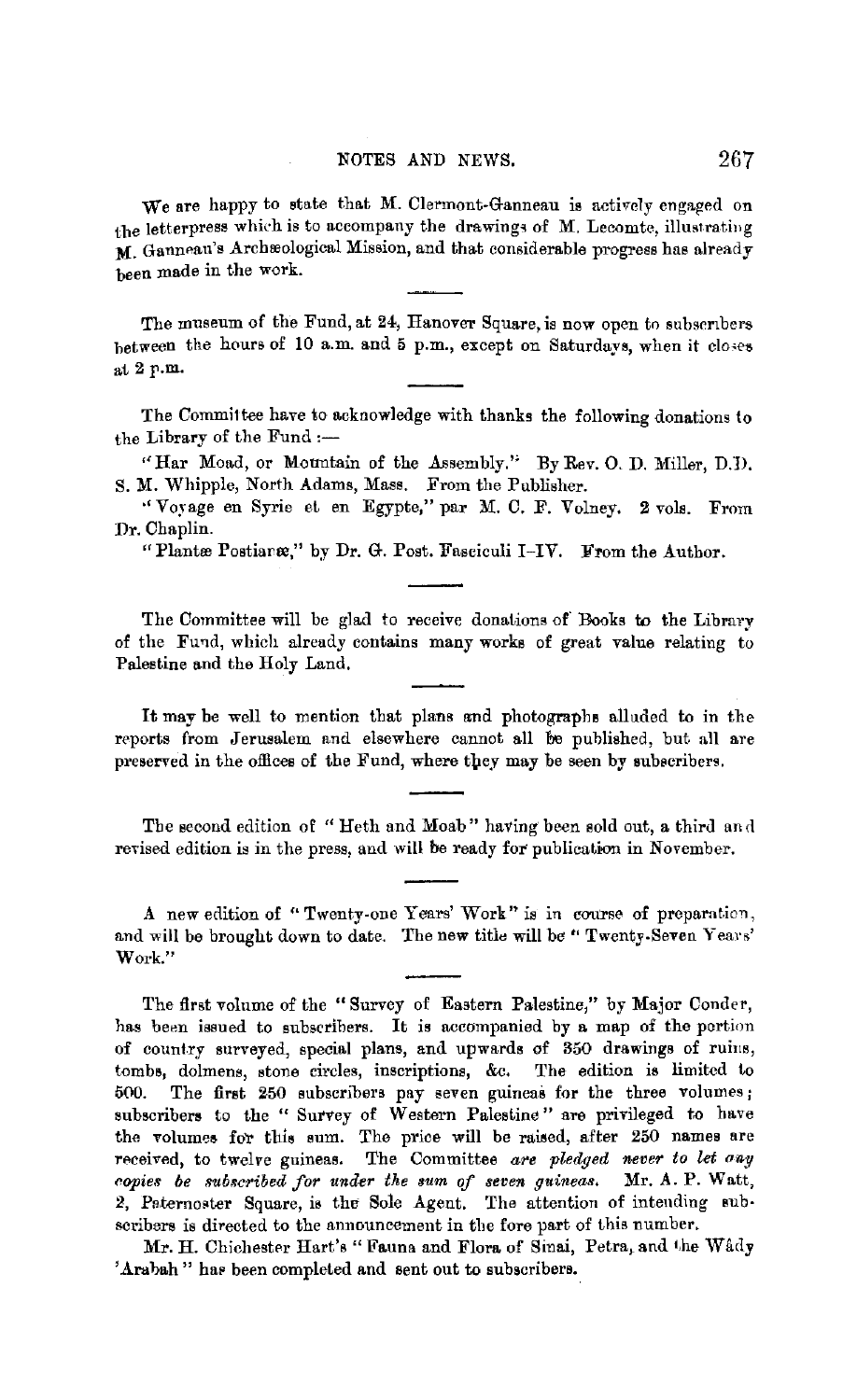We are happy to state that M. Clermont-Ganneau is actively engaged on the letterpress which is to accompany the drawings of M. Lecomte, illustrating M. Ganneau's Archæological Mission, and that considerable progress has already been made in the work.

The museum of the Fund, at 24, Hanover Square, is now open to subscribers between the hours of 10 a.m. and 5 p.m., except on Saturdays, when it closes at 2 p.m.

The Committee have to acknowledge with thanks the following donations to the Library of the Fund :—

"Har Moad, or Mountain of the Assembly." By Rev. O. D. Miller, D.D. S. M. Whipple, North Adams, Mass. From the Publisher.

"Voyage en Syrie et en Egypte," par M. C. F. Volney. 2 vols. From Dr. Chaplin.

"Plantæ Postianæ," by Dr. G. Post. Fasciculi I–IV. From the Author.

The Committee will be glad to receive donations of Books to the Library of the Fund, which already contains many works of great value relating to Palestine and the Holy Land.

It may be well to mention that plans and photographs alluded to in the reports from Jerusalem and elsewhere cannot all be published, but all are preserved in the offices of the Fund, where they may be seen by subscribers.

The second edition of "Heth and Moab" having been sold out, a third and revised edition is in the press, and will be ready for publication in November.

A new edition of "Twenty-one Years' Work" is in course of preparation, and will be brought down to date. The new title will be "Twenty-Seven Years' Work."

The first volume of the "Survey of Eastern Palestine," by Major Conder, has been issued to subscribers. It is accompanied by a map of the portion of country surveyed, special plans, and upwards of 350 drawings of ruins, tombs, dolmens, stone circles, inscriptions, &c. The edition is limited to 500. The first 250 subscribers pay seven guineas for the three volumes; subscribers to the "Survey of Western Palestine" are privileged to have the volumes for this sum. The price will be raised, after 250 names are received, to twelve guineas. The Committee *are pledged never to let any copies be subscribed for under the sum of seven guineas.* Mr. A. P. Watt, 2, Paternoster Square, is the Sole Agent. The attention of intending subscribers is directed to the announcement in the fore part of this number.

Mr. H. Chichester Hart's "Fauna and Flora of Sinai, Petra, and the Wâdy 'Arabah" has been completed and sent out to subscribers.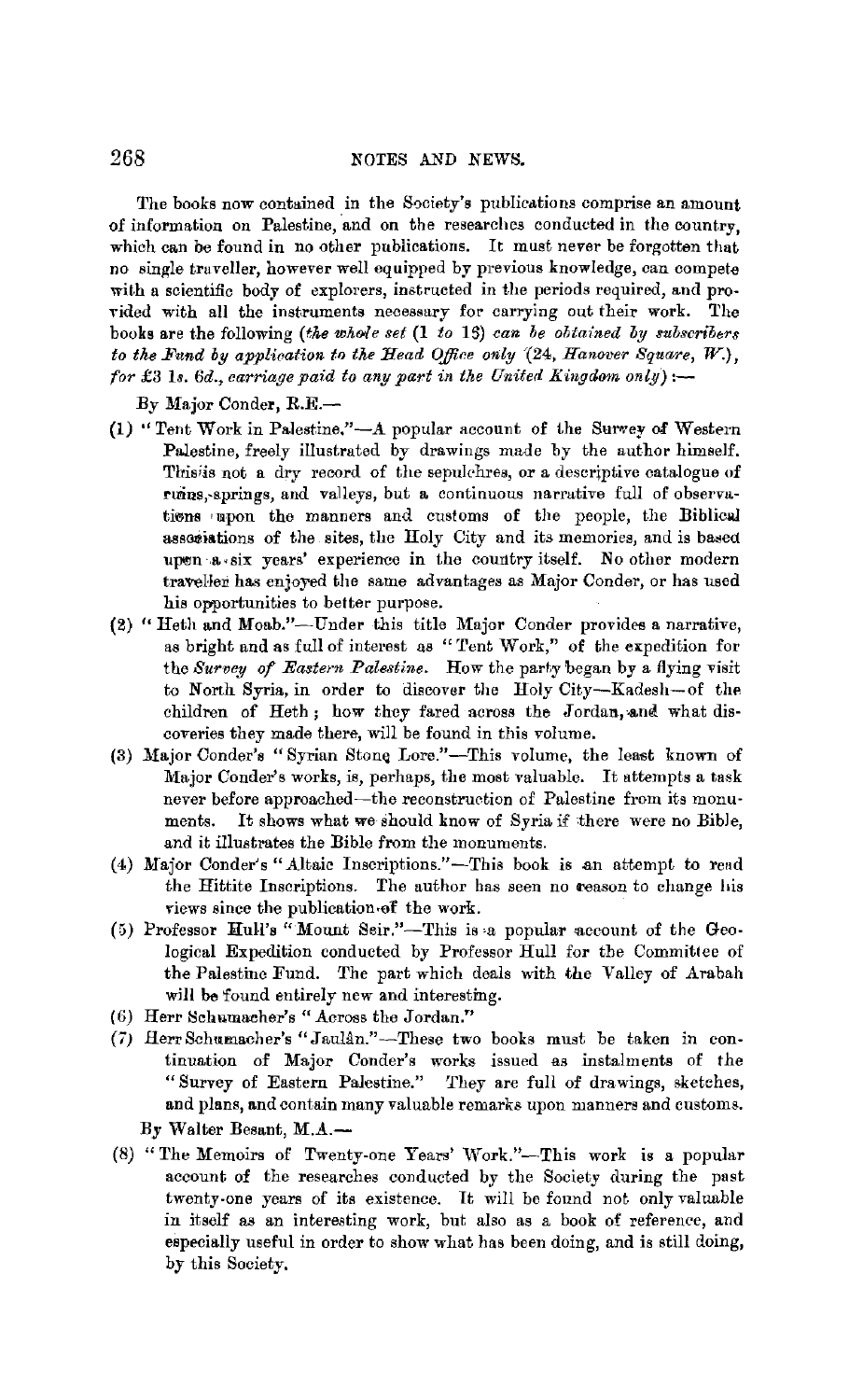The books now contained in the Society's publications comprise an amount of information on Palestine, and on the researches conducted in the country, which can be found in no other publications. It must never be forgotten that no single traveller, however well equipped by previous knowledge, can compete with a scientific body of explorers, instructed in the periods required, and provided with all the instruments necessary for carrying out their work. The books are the following (*the whole set* (1 *to* 13) *can be obtained by subscribers to the Fund by application to the Head Office only* (24, *Hanover Square, W.*), *for £3 1s. 6d., carriage paid to any part in the United Kingdom only*):—

By Major Conder, R.E.—

(1) "Tent Work in Palestine."—A popular account of the Survey of Western Palestine, freely illustrated by drawings made by the author himself. This is not a dry record of the sepulchres, or a descriptive catalogue of ruins, springs, and valleys, but a continuous narrative full of observations upon the manners and customs of the people, the Biblical associations of the sites, the Holy City and its memories, and is based upon a six years' experience in the country itself. No other modern traveller has enjoyed the same advantages as Major Conder, or has used his opportunities to better purpose.

(2) "Heth and Moab."—Under this title Major Conder provides a narrative, as bright and as full of interest as "Tent Work," of the expedition for the *Survey of Eastern Palestine*. How the party began by a flying visit to North Syria, in order to discover the Holy City—Kadesh—of the children of Heth; how they fared across the Jordan, and what discoveries they made there, will be found in this volume.

(3) Major Conder's "Syrian Stone Lore."—This volume, the least known of Major Conder's works, is, perhaps, the most valuable. It attempts a task never before approached—the reconstruction of Palestine from its monuments. It shows what we should know of Syria if there were no Bible, and it illustrates the Bible from the monuments.

(4) Major Conder's "Altaic Inscriptions."—This book is an attempt to read the Hittite Inscriptions. The author has seen no reason to change his views since the publication of the work.

(5) Professor Hull's "Mount Seir."—This is a popular account of the Geological Expedition conducted by Professor Hull for the Committee of the Palestine Fund. The part which deals with the Valley of Arabah will be found entirely new and interesting.

(6) Herr Schumacher's "Across the Jordan."

(7) Herr Schumacher's "Jaulân."—These two books must be taken in continuation of Major Conder's works issued as instalments of the "Survey of Eastern Palestine." They are full of drawings, sketches, and plans, and contain many valuable remarks upon manners and customs.

By Walter Besant, M.A.—

(8) "The Memoirs of Twenty-one Years' Work."—This work is a popular account of the researches conducted by the Society during the past twenty-one years of its existence. It will be found not only valuable in itself as an interesting work, but also as a book of reference, and especially useful in order to show what has been doing, and is still doing, by this Society.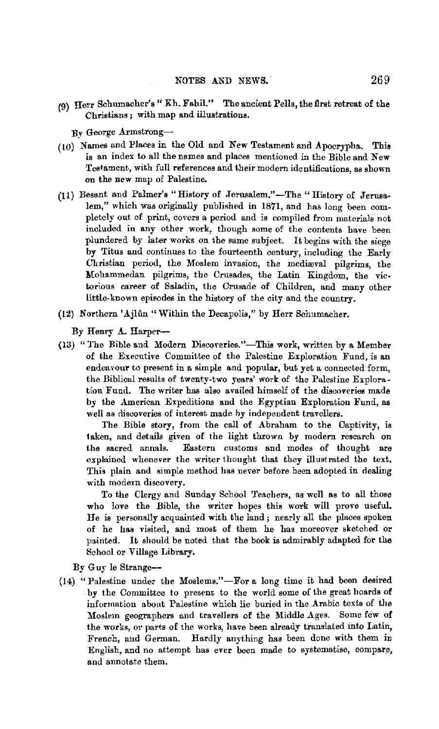(9) Herr Schumacher's "Kh. Fahil." The ancient Pella, the first retreat of the Christians; with map and illustrations.

By George Armstrong—

(10) Names and Places in the Old and New Testament and Apocrypha. This is an index to all the names and places mentioned in the Bible and New Testament, with full references and their modern identifications, as shown on the new map of Palestine.

(11) Besant and Palmer's "History of Jerusalem."—The "History of Jerusalem," which was originally published in 1871, and has long been completely out of print, covers a period and is compiled from materials not included in any other work, though some of the contents have been plundered by later works on the same subject. It begins with the siege by Titus and continues to the fourteenth century, including the Early Christian period, the Moslem invasion, the mediæval pilgrims, the Mohammedan pilgrims, the Crusades, the Latin Kingdom, the victorious career of Saladin, the Crusade of Children, and many other little-known episodes in the history of the city and the country.

(12) Northern 'Ajlûn "Within the Decapolis," by Herr Schumacher.

By Henry A. Harper—

(13) "The Bible and Modern Discoveries."—This work, written by a Member of the Executive Committee of the Palestine Exploration Fund, is an endeavour to present in a simple and popular, but yet a connected form, the Biblical results of twenty-two years' work of the Palestine Exploration Fund. The writer has also availed himself of the discoveries made by the American Expeditions and the Egyptian Exploration Fund, as well as discoveries of interest made by independent travellers.

The Bible story, from the call of Abraham to the Captivity, is taken, and details given of the light thrown by modern research on the sacred annals. Eastern customs and modes of thought are explained whenever the writer thought that they illustrated the text. This plain and simple method has never before been adopted in dealing with modern discovery.

To the Clergy and Sunday School Teachers, as well as to all those who love the Bible, the writer hopes this work will prove useful. He is personally acquainted with the land; nearly all the places spoken of he has visited, and most of them he has moreover sketched or painted. It should be noted that the book is admirably adapted for the School or Village Library.

By Guy le Strange—

(14) "Palestine under the Moslems."—For a long time it had been desired by the Committee to present to the world some of the great hoards of information about Palestine which lie buried in the Arabic texts of the Moslem geographers and travellers of the Middle Ages. Some few of the works, or parts of the works, have been already translated into Latin, French, and German. Hardly anything has been done with them in English, and no attempt has ever been made to systematise, compare, and annotate them.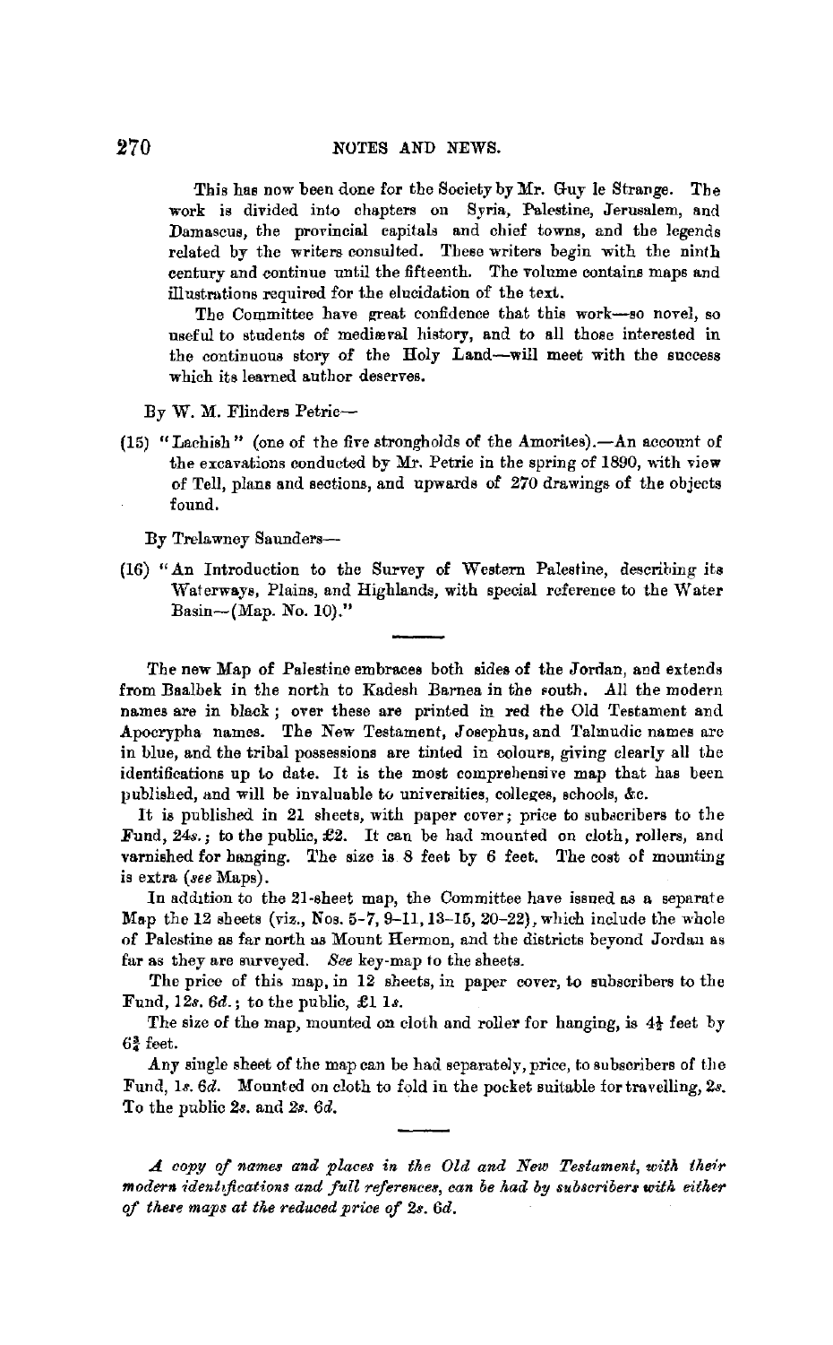This has now been done for the Society by Mr. Guy le Strange. The work is divided into chapters on Syria, Palestine, Jerusalem, and Damascus, the provincial capitals and chief towns, and the legends related by the writers consulted. These writers begin with the ninth century and continue until the fifteenth. The volume contains maps and illustrations required for the elucidation of the text.

The Committee have great confidence that this work—so novel, so useful to students of mediæval history, and to all those interested in the continuous story of the Holy Land—will meet with the success which its learned author deserves.

By W. M. Flinders Petrie—

(15) "Lachish" (one of the five strongholds of the Amorites).—An account of the excavations conducted by Mr. Petrie in the spring of 1890, with view of Tell, plans and sections, and upwards of 270 drawings of the objects found.

By Trelawney Saunders—

(16) "An Introduction to the Survey of Western Palestine, describing its Waterways, Plains, and Highlands, with special reference to the Water Basin—(Map. No. 10)."

---

The new Map of Palestine embraces both sides of the Jordan, and extends from Baalbek in the north to Kadesh Barnea in the south. All the modern names are in black; over these are printed in red the Old Testament and Apocrypha names. The New Testament, Josephus, and Talmudic names are in blue, and the tribal possessions are tinted in colours, giving clearly all the identifications up to date. It is the most comprehensive map that has been published, and will be invaluable to universities, colleges, schools, &c.

It is published in 21 sheets, with paper cover; price to subscribers to the Fund, 24*s.*; to the public, £2. It can be had mounted on cloth, rollers, and varnished for hanging. The size is 8 feet by 6 feet. The cost of mounting is extra (*see* Maps).

In addition to the 21-sheet map, the Committee have issued as a separate Map the 12 sheets (viz., Nos. 5–7, 9–11, 13–15, 20–22), which include the whole of Palestine as far north as Mount Hermon, and the districts beyond Jordan as far as they are surveyed. *See* key-map to the sheets.

The price of this map, in 12 sheets, in paper cover, to subscribers to the Fund, 12*s.* 6*d.*; to the public, £1 1*s.*

The size of the map, mounted on cloth and roller for hanging, is 4½ feet by 6¾ feet.

Any single sheet of the map can be had separately, price, to subscribers of the Fund, 1*s.* 6*d.* Mounted on cloth to fold in the pocket suitable for travelling, 2*s.* To the public 2*s.* and 2*s.* 6*d.*

---

*A copy of names and places in the Old and New Testament, with their modern identifications and full references, can be had by subscribers with either of these maps at the reduced price of 2s. 6d.*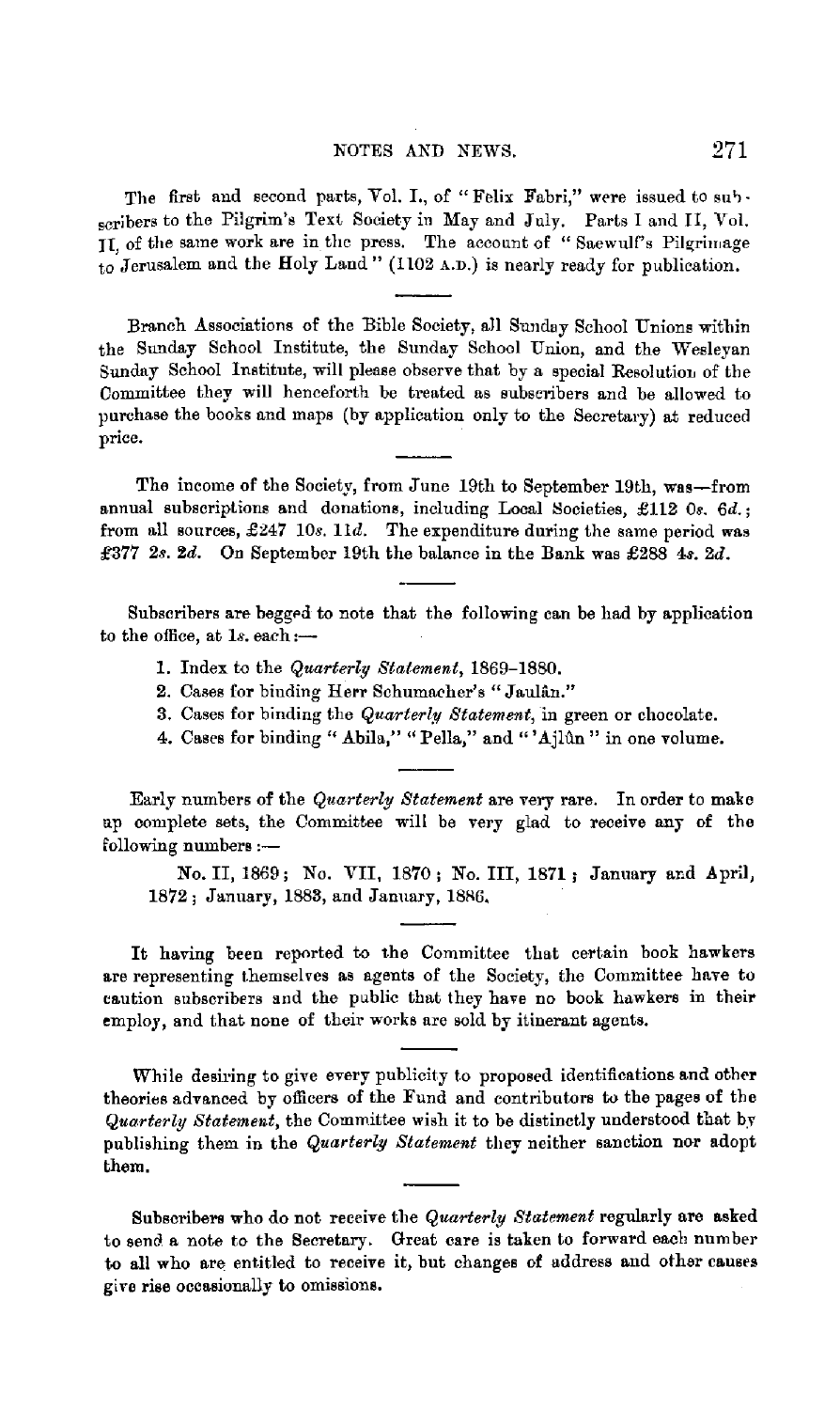The first and second parts, Vol. I., of "Felix Fabri," were issued to subscribers to the Pilgrim's Text Society in May and July. Parts I and II, Vol. II, of the same work are in the press. The account of "Saewulf's Pilgrimage to Jerusalem and the Holy Land" (1102 A.D.) is nearly ready for publication.

---

Branch Associations of the Bible Society, all Sunday School Unions within the Sunday School Institute, the Sunday School Union, and the Wesleyan Sunday School Institute, will please observe that by a special Resolution of the Committee they will henceforth be treated as subscribers and be allowed to purchase the books and maps (by application only to the Secretary) at reduced price.

---

The income of the Society, from June 19th to September 19th, was—from annual subscriptions and donations, including Local Societies, £112 0*s.* 6*d.*; from all sources, £247 10*s.* 11*d.* The expenditure during the same period was £377 2*s.* 2*d.* On September 19th the balance in the Bank was £288 4*s.* 2*d.*

---

Subscribers are begged to note that the following can be had by application to the office, at 1*s.* each:—

1. Index to the *Quarterly Statement*, 1869–1880.
2. Cases for binding Herr Schumacher's "Jaulân."
3. Cases for binding the *Quarterly Statement*, in green or chocolate.
4. Cases for binding "Abila," "Pella," and "'Ajlûn" in one volume.

---

Early numbers of the *Quarterly Statement* are very rare. In order to make up complete sets, the Committee will be very glad to receive any of the following numbers:—

No. II, 1869; No. VII, 1870; No. III, 1871; January and April, 1872; January, 1883, and January, 1886.

---

It having been reported to the Committee that certain book hawkers are representing themselves as agents of the Society, the Committee have to caution subscribers and the public that they have no book hawkers in their employ, and that none of their works are sold by itinerant agents.

---

While desiring to give every publicity to proposed identifications and other theories advanced by officers of the Fund and contributors to the pages of the *Quarterly Statement*, the Committee wish it to be distinctly understood that by publishing them in the *Quarterly Statement* they neither sanction nor adopt them.

---

Subscribers who do not receive the *Quarterly Statement* regularly are asked to send a note to the Secretary. Great care is taken to forward each number to all who are entitled to receive it, but changes of address and other causes give rise occasionally to omissions.